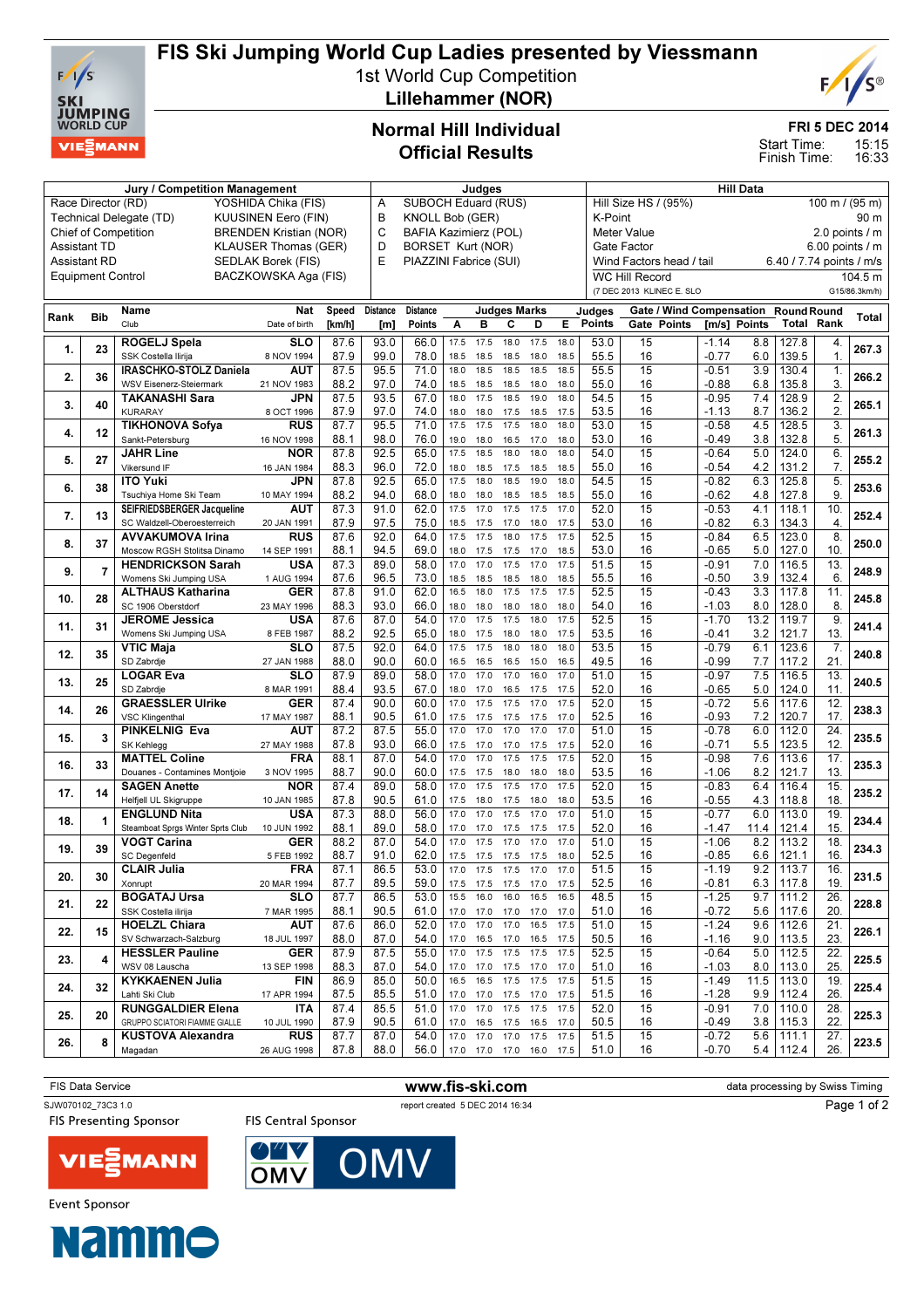# FIS Ski Jumping World Cup Ladies presented by Viessmann

1st World Cup Competition

**Lillehammer (NOR)**

## Normal Hill Individual
## Official Results

**FRI 5 DEC 2014**

Start Time: 15:15
Finish Time: 16:33

| Jury / Competition Management | | Judges | | Hill Data | |
|---|---|---|---|---|---|
| Race Director (RD) | YOSHIDA Chika (FIS) | A | SUBOCH Eduard (RUS) | Hill Size HS / (95%) | 100 m / (95 m) |
| Technical Delegate (TD) | KUUSINEN Eero (FIN) | B | KNOLL Bob (GER) | K-Point | 90 m |
| Chief of Competition | BRENDEN Kristian (NOR) | C | BAFIA Kazimierz (POL) | Meter Value | 2.0 points / m |
| Assistant TD | KLAUSER Thomas (GER) | D | BORSET Kurt (NOR) | Gate Factor | 6.00 points / m |
| Assistant RD | SEDLAK Borek (FIS) | E | PIAZZINI Fabrice (SUI) | Wind Factors head / tail | 6.40 / 7.74 points / m/s |
| Equipment Control | BACZKOWSKA Aga (FIS) | | | WC Hill Record | 104.5 m |
| | | | | (7 DEC 2013 KLINEC E. SLO) | G15/86.3km/h) |

| Rank | Bib | Name / Club | Nat / Date of birth | Speed [km/h] | Distance [m] | Distance Points | A | B | C | D | E | Judges Points | Gate | Gate Points | Wind [m/s] | Wind Points | Round Total | Round Rank | Total |
|---|---|---|---|---|---|---|---|---|---|---|---|---|---|---|---|---|---|---|---|
| 1. | 23 | ROGELJ Spela | SLO | 87.6 | 93.0 | 66.0 | 17.5 | 17.5 | 18.0 | 17.5 | 18.0 | 53.0 | 15 | | -1.14 | 8.8 | 127.8 | 4. | 267.3 |
| | | SSK Costella Ilirija | 8 NOV 1994 | 87.9 | 99.0 | 78.0 | 18.5 | 18.5 | 18.5 | 18.0 | 18.5 | 55.5 | 16 | | -0.77 | 6.0 | 139.5 | 1. | |
| 2. | 36 | IRASCHKO-STOLZ Daniela | AUT | 87.5 | 95.5 | 71.0 | 18.0 | 18.5 | 18.5 | 18.5 | 18.5 | 55.5 | 15 | | -0.51 | 3.9 | 130.4 | 1. | 266.2 |
| | | WSV Eisenerz-Steiermark | 21 NOV 1983 | 88.2 | 97.0 | 74.0 | 18.5 | 18.5 | 18.5 | 18.0 | 18.0 | 55.0 | 16 | | -0.88 | 6.8 | 135.8 | 3. | |
| 3. | 40 | TAKANASHI Sara | JPN | 87.5 | 93.5 | 67.0 | 18.0 | 17.5 | 18.5 | 19.0 | 18.0 | 54.5 | 15 | | -0.95 | 7.4 | 128.9 | 2. | 265.1 |
| | | KURARAY | 8 OCT 1996 | 87.9 | 97.0 | 74.0 | 18.0 | 18.0 | 17.5 | 18.5 | 17.5 | 53.5 | 16 | | -1.13 | 8.7 | 136.2 | 2. | |
| 4. | 12 | TIKHONOVA Sofya | RUS | 87.7 | 95.5 | 71.0 | 17.5 | 17.5 | 17.5 | 18.0 | 18.0 | 53.0 | 15 | | -0.58 | 4.5 | 128.5 | 3. | 261.3 |
| | | Sankt-Petersburg | 16 NOV 1998 | 88.1 | 98.0 | 76.0 | 19.0 | 18.0 | 16.5 | 17.0 | 18.0 | 53.0 | 16 | | -0.49 | 3.8 | 132.8 | 5. | |
| 5. | 27 | JAHR Line | NOR | 87.8 | 92.5 | 65.0 | 17.5 | 18.5 | 18.0 | 18.0 | 18.0 | 54.0 | 15 | | -0.64 | 5.0 | 124.0 | 6. | 255.2 |
| | | Vikersund IF | 16 JAN 1984 | 88.3 | 96.0 | 72.0 | 18.0 | 18.5 | 17.5 | 18.5 | 18.5 | 55.0 | 16 | | -0.54 | 4.2 | 131.2 | 7. | |
| 6. | 38 | ITO Yuki | JPN | 87.8 | 92.5 | 65.0 | 17.5 | 18.0 | 18.5 | 19.0 | 18.0 | 54.5 | 15 | | -0.82 | 6.3 | 125.8 | 5. | 253.6 |
| | | Tsuchiya Home Ski Team | 10 MAY 1994 | 88.2 | 94.0 | 68.0 | 18.0 | 18.0 | 18.5 | 18.5 | 18.5 | 55.0 | 16 | | -0.62 | 4.8 | 127.8 | 9. | |
| 7. | 13 | SEIFRIEDSBERGER Jacqueline | AUT | 87.3 | 91.0 | 62.0 | 17.5 | 17.0 | 17.5 | 17.5 | 17.0 | 52.0 | 15 | | -0.53 | 4.1 | 118.1 | 10. | 252.4 |
| | | SC Waldzell-Oberoesterreich | 20 JAN 1991 | 87.9 | 97.5 | 75.0 | 18.5 | 17.5 | 17.0 | 18.0 | 17.5 | 53.0 | 16 | | -0.82 | 6.3 | 134.3 | 4. | |
| 8. | 37 | AVVAKUMOVA Irina | RUS | 87.6 | 92.0 | 64.0 | 17.5 | 17.5 | 18.0 | 17.5 | 17.5 | 52.5 | 15 | | -0.84 | 6.5 | 123.0 | 8. | 250.0 |
| | | Moscow RGSH Stolitsa Dinamo | 14 SEP 1991 | 88.1 | 94.5 | 69.0 | 18.0 | 17.5 | 17.5 | 17.0 | 18.5 | 53.0 | 16 | | -0.65 | 5.0 | 127.0 | 10. | |
| 9. | 7 | HENDRICKSON Sarah | USA | 87.3 | 89.0 | 58.0 | 17.0 | 17.0 | 17.5 | 17.0 | 17.5 | 51.5 | 15 | | -0.91 | 7.0 | 116.5 | 13. | 248.9 |
| | | Womens Ski Jumping USA | 1 AUG 1994 | 87.6 | 96.5 | 73.0 | 18.5 | 18.5 | 18.5 | 18.0 | 18.5 | 55.5 | 16 | | -0.50 | 3.9 | 132.4 | 6. | |
| 10. | 28 | ALTHAUS Katharina | GER | 87.8 | 91.0 | 62.0 | 16.5 | 18.0 | 17.5 | 17.5 | 17.5 | 52.5 | 15 | | -0.43 | 3.3 | 117.8 | 11. | 245.8 |
| | | SC 1906 Oberstdorf | 23 MAY 1996 | 88.3 | 93.0 | 66.0 | 18.0 | 18.0 | 18.0 | 18.0 | 18.0 | 54.0 | 16 | | -1.03 | 8.0 | 128.0 | 8. | |
| 11. | 31 | JEROME Jessica | USA | 87.6 | 87.0 | 54.0 | 17.0 | 17.5 | 17.5 | 18.0 | 17.5 | 52.5 | 15 | | -1.70 | 13.2 | 119.7 | 9. | 241.4 |
| | | Womens Ski Jumping USA | 8 FEB 1987 | 88.2 | 92.5 | 65.0 | 18.0 | 17.5 | 18.0 | 18.0 | 17.5 | 53.5 | 16 | | -0.41 | 3.2 | 121.7 | 13. | |
| 12. | 35 | VTIC Maja | SLO | 87.5 | 92.0 | 64.0 | 17.5 | 17.5 | 18.0 | 18.0 | 18.0 | 53.5 | 15 | | -0.79 | 6.1 | 123.6 | 7. | 240.8 |
| | | SD Zabrdje | 27 JAN 1988 | 88.0 | 90.0 | 60.0 | 16.5 | 16.5 | 16.5 | 15.0 | 16.5 | 49.5 | 16 | | -0.99 | 7.7 | 117.2 | 21. | |
| 13. | 25 | LOGAR Eva | SLO | 87.9 | 89.0 | 58.0 | 17.0 | 17.0 | 17.0 | 16.0 | 17.0 | 51.0 | 15 | | -0.97 | 7.5 | 116.5 | 13. | 240.5 |
| | | SD Zabrdje | 8 MAR 1991 | 88.4 | 93.5 | 67.0 | 18.0 | 17.0 | 16.5 | 17.5 | 17.5 | 52.0 | 16 | | -0.65 | 5.0 | 124.0 | 11. | |
| 14. | 26 | GRAESSLER Ulrike | GER | 87.4 | 90.0 | 60.0 | 17.0 | 17.5 | 17.5 | 17.0 | 17.5 | 52.0 | 15 | | -0.72 | 5.6 | 117.6 | 12. | 238.3 |
| | | VSC Klingenthal | 17 MAY 1987 | 88.1 | 90.5 | 61.0 | 17.5 | 17.5 | 17.5 | 17.5 | 17.5 | 52.5 | 16 | | -0.93 | 7.2 | 120.7 | 17. | |
| 15. | 3 | PINKELNIG Eva | AUT | 87.2 | 87.5 | 55.0 | 17.0 | 17.0 | 17.0 | 17.0 | 17.0 | 51.0 | 15 | | -0.78 | 6.0 | 112.0 | 24. | 235.5 |
| | | SK Kehlegg | 27 MAY 1988 | 87.8 | 93.0 | 66.0 | 17.5 | 17.0 | 17.0 | 17.5 | 17.5 | 52.0 | 16 | | -0.71 | 5.5 | 123.5 | 12. | |
| 16. | 33 | MATTEL Coline | FRA | 88.1 | 87.0 | 54.0 | 17.0 | 17.0 | 17.5 | 17.5 | 17.5 | 52.0 | 15 | | -0.98 | 7.6 | 113.6 | 17. | 235.3 |
| | | Douanes - Contamines Montjoie | 3 NOV 1995 | 88.7 | 90.0 | 60.0 | 17.5 | 17.5 | 18.0 | 18.0 | 18.0 | 53.5 | 16 | | -1.06 | 8.2 | 121.7 | 13. | |
| 17. | 14 | SAGEN Anette | NOR | 87.4 | 89.0 | 58.0 | 17.0 | 17.5 | 17.5 | 17.5 | 17.0 | 52.0 | 15 | | -0.83 | 6.4 | 116.4 | 15. | 235.2 |
| | | Helfjell UL Skigruppe | 10 JAN 1985 | 87.8 | 90.5 | 61.0 | 17.5 | 18.0 | 17.5 | 18.0 | 18.0 | 53.5 | 16 | | -0.55 | 4.3 | 118.8 | 18. | |
| 18. | 1 | ENGLUND Nita | USA | 87.3 | 88.0 | 56.0 | 17.0 | 17.0 | 17.5 | 17.0 | 17.0 | 51.0 | 15 | | -0.77 | 6.0 | 113.0 | 19. | 234.4 |
| | | Steamboat Sprgs Winter Sprts Club | 10 JUN 1992 | 88.1 | 89.0 | 58.0 | 17.0 | 17.0 | 17.5 | 17.5 | 17.5 | 52.0 | 16 | | -1.47 | 11.4 | 121.4 | 15. | |
| 19. | 39 | VOGT Carina | GER | 88.2 | 87.0 | 54.0 | 17.0 | 17.5 | 17.0 | 17.0 | 17.0 | 51.0 | 15 | | -1.06 | 8.2 | 113.2 | 18. | 234.3 |
| | | SC Degenfeld | 5 FEB 1992 | 88.7 | 91.0 | 62.0 | 17.5 | 17.5 | 17.5 | 17.5 | 18.0 | 52.5 | 16 | | -0.85 | 6.6 | 121.1 | 16. | |
| 20. | 30 | CLAIR Julia | FRA | 87.1 | 86.5 | 53.0 | 17.0 | 17.5 | 17.5 | 17.0 | 17.0 | 51.5 | 15 | | -1.19 | 9.2 | 113.7 | 16. | 231.5 |
| | | Xonrupt | 20 MAR 1994 | 87.7 | 89.5 | 59.0 | 17.5 | 17.5 | 17.5 | 17.0 | 17.5 | 52.5 | 16 | | -0.81 | 6.3 | 117.8 | 19. | |
| 21. | 22 | BOGATAJ Ursa | SLO | 87.7 | 86.5 | 53.0 | 15.5 | 16.0 | 16.0 | 16.5 | 16.5 | 48.5 | 15 | | -1.25 | 9.7 | 111.2 | 26. | 228.8 |
| | | SSK Costella ilirija | 7 MAR 1995 | 88.1 | 90.5 | 61.0 | 17.0 | 17.0 | 17.0 | 17.0 | 17.0 | 51.0 | 16 | | -0.72 | 5.6 | 117.6 | 20. | |
| 22. | 15 | HOELZL Chiara | AUT | 87.6 | 86.0 | 52.0 | 17.0 | 17.0 | 17.0 | 16.5 | 17.5 | 51.0 | 15 | | -1.24 | 9.6 | 112.6 | 21. | 226.1 |
| | | SV Schwarzach-Salzburg | 18 JUL 1997 | 88.0 | 87.0 | 54.0 | 17.0 | 16.5 | 17.0 | 16.5 | 17.0 | 50.5 | 16 | | -1.16 | 9.0 | 113.5 | 23. | |
| 23. | 4 | HESSLER Pauline | GER | 87.9 | 87.5 | 55.0 | 17.0 | 17.5 | 17.5 | 17.5 | 17.5 | 52.5 | 15 | | -0.64 | 5.0 | 112.5 | 22. | 225.5 |
| | | WSV 08 Lauscha | 13 SEP 1998 | 88.3 | 87.0 | 54.0 | 17.0 | 17.0 | 17.5 | 17.0 | 17.0 | 51.0 | 16 | | -1.03 | 8.0 | 113.0 | 25. | |
| 24. | 32 | KYKKAENEN Julia | FIN | 86.9 | 85.0 | 50.0 | 16.5 | 16.5 | 17.5 | 17.5 | 17.5 | 51.5 | 15 | | -1.49 | 11.5 | 113.0 | 19. | 225.4 |
| | | Lahti Ski Club | 17 APR 1994 | 87.5 | 85.5 | 51.0 | 17.0 | 17.0 | 17.5 | 17.0 | 17.5 | 51.5 | 16 | | -1.28 | 9.9 | 112.4 | 26. | |
| 25. | 20 | RUNGGALDIER Elena | ITA | 87.4 | 85.5 | 51.0 | 17.0 | 17.0 | 17.5 | 17.5 | 17.5 | 52.0 | 15 | | -0.91 | 7.0 | 110.0 | 28. | 225.3 |
| | | GRUPPO SCIATORI FIAMME GIALLE | 10 JUL 1990 | 87.9 | 90.5 | 61.0 | 17.0 | 16.5 | 17.5 | 16.5 | 17.0 | 50.5 | 16 | | -0.49 | 3.8 | 115.3 | 22. | |
| 26. | 8 | KUSTOVA Alexandra | RUS | 87.7 | 87.0 | 54.0 | 17.0 | 17.0 | 17.0 | 17.5 | 17.5 | 51.5 | 15 | | -0.72 | 5.6 | 111.1 | 27. | 223.5 |
| | | Magadan | 26 AUG 1998 | 87.8 | 88.0 | 56.0 | 17.0 | 17.0 | 17.0 | 16.0 | 17.5 | 51.0 | 16 | | -0.70 | 5.4 | 112.4 | 26. | |

FIS Data Service www.fis-ski.com data processing by Swiss Timing

SJW070102_73C3 1.0 report created 5 DEC 2014 16:34

FIS Presenting Sponsor: VIESSMANN

FIS Central Sponsor: OMV

Event Sponsor: Nammo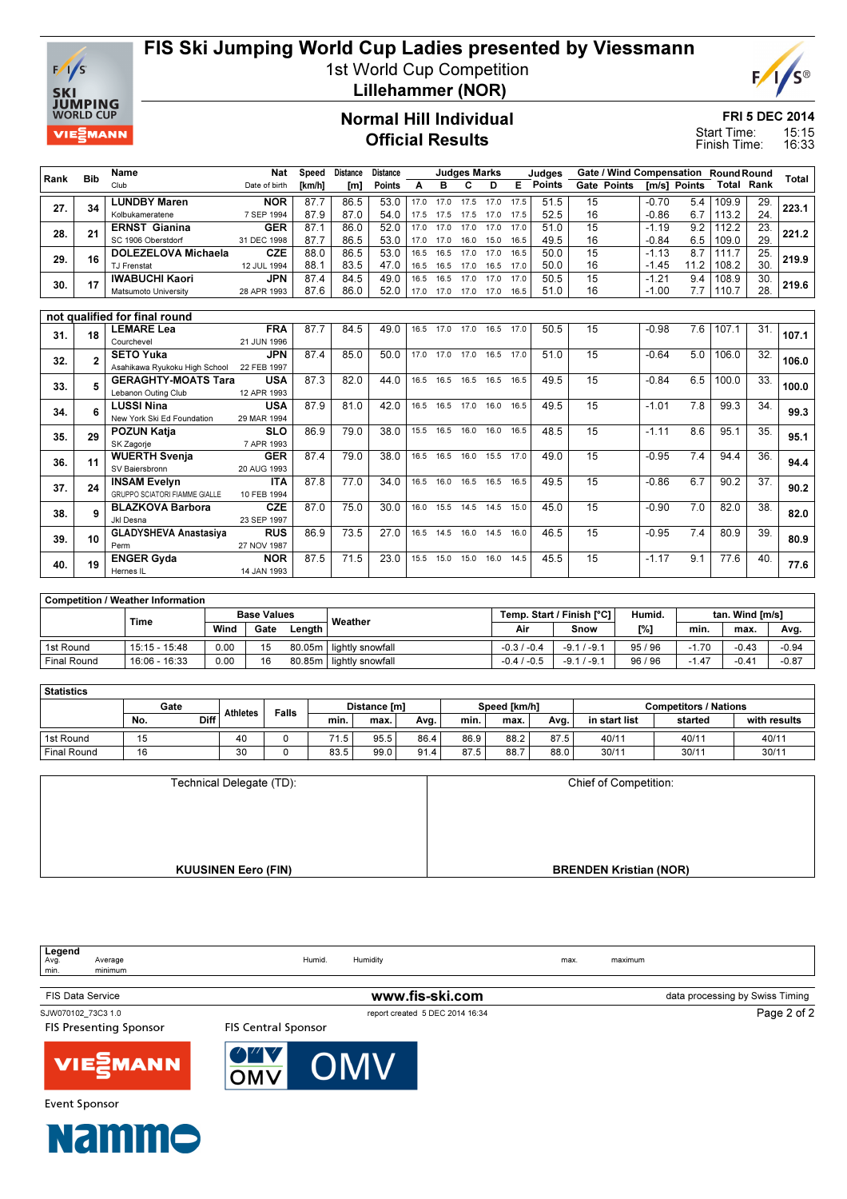# FIS Ski Jumping World Cup Ladies presented by Viessmann

1st World Cup Competition

**Lillehammer (NOR)**

## Normal Hill Individual
## Official Results

**FRI 5 DEC 2014**

Start Time: 15:15
Finish Time: 16:33

| Rank | Bib | Name / Club | Nat / Date of birth | Speed [km/h] | Distance [m] | Distance Points | A | B | C | D | E | Judges Points | Gate | Gate Points | Wind [m/s] | Wind Points | Round Total | Round Rank | Total |
|---|---|---|---|---|---|---|---|---|---|---|---|---|---|---|---|---|---|---|---|
| 27. | 34 | **LUNDBY Maren** Kolbukameratene | NOR 7 SEP 1994 | 87.7 / 87.9 | 86.5 / 87.0 | 53.0 / 54.0 | 17.0 / 17.5 | 17.0 / 17.5 | 17.5 / 17.5 | 17.0 / 17.0 | 17.5 / 17.5 | 51.5 / 52.5 | 15 / 16 | | -0.70 / -0.86 | 5.4 / 6.7 | 109.9 / 113.2 | 29. / 24. | 223.1 |
| 28. | 21 | **ERNST Gianina** SC 1906 Oberstdorf | GER 31 DEC 1998 | 87.1 / 87.7 | 86.0 / 86.5 | 52.0 / 53.0 | 17.0 / 17.0 | 17.0 / 17.0 | 17.0 / 16.0 | 17.0 / 15.0 | 17.0 / 16.5 | 51.0 / 49.5 | 15 / 16 | | -1.19 / -0.84 | 9.2 / 6.5 | 112.2 / 109.0 | 23. / 29. | 221.2 |
| 29. | 16 | **DOLEZELOVA Michaela** TJ Frenstat | CZE 12 JUL 1994 | 88.0 / 88.1 | 86.5 / 83.5 | 53.0 / 47.0 | 16.5 / 16.5 | 16.5 / 16.5 | 17.0 / 17.0 | 17.0 / 16.5 | 16.5 / 17.0 | 50.0 / 50.0 | 15 / 16 | | -1.13 / -1.45 | 8.7 / 11.2 | 111.7 / 108.2 | 25. / 30. | 219.9 |
| 30. | 17 | **IWABUCHI Kaori** Matsumoto University | JPN 28 APR 1993 | 87.4 / 87.6 | 84.5 / 86.0 | 49.0 / 52.0 | 16.5 / 17.0 | 16.5 / 17.0 | 17.0 / 17.0 | 17.0 / 17.0 | 17.0 / 16.5 | 50.5 / 51.0 | 15 / 16 | | -1.21 / -1.00 | 9.4 / 7.7 | 108.9 / 110.7 | 30. / 28. | 219.6 |

**not qualified for final round**

| Rank | Bib | Name / Club | Nat / Date of birth | Speed [km/h] | Distance [m] | Distance Points | A | B | C | D | E | Judges Points | Gate | Gate Points | Wind [m/s] | Wind Points | Round Total | Round Rank | Total |
|---|---|---|---|---|---|---|---|---|---|---|---|---|---|---|---|---|---|---|---|
| 31. | 18 | **LEMARE Lea** Courchevel | FRA 21 JUN 1996 | 87.7 | 84.5 | 49.0 | 16.5 | 17.0 | 17.0 | 16.5 | 17.0 | 50.5 | 15 | | -0.98 | 7.6 | 107.1 | 31. | 107.1 |
| 32. | 2 | **SETO Yuka** Asahikawa Ryukoku High School | JPN 22 FEB 1997 | 87.4 | 85.0 | 50.0 | 17.0 | 17.0 | 17.0 | 16.5 | 17.0 | 51.0 | 15 | | -0.64 | 5.0 | 106.0 | 32. | 106.0 |
| 33. | 5 | **GERAGHTY-MOATS Tara** Lebanon Outing Club | USA 12 APR 1993 | 87.3 | 82.0 | 44.0 | 16.5 | 16.5 | 16.5 | 16.5 | 16.5 | 49.5 | 15 | | -0.84 | 6.5 | 100.0 | 33. | 100.0 |
| 34. | 6 | **LUSSI Nina** New York Ski Ed Foundation | USA 29 MAR 1994 | 87.9 | 81.0 | 42.0 | 16.5 | 16.5 | 17.0 | 16.0 | 16.5 | 49.5 | 15 | | -1.01 | 7.8 | 99.3 | 34. | 99.3 |
| 35. | 29 | **POZUN Katja** SK Zagorje | SLO 7 APR 1993 | 86.9 | 79.0 | 38.0 | 15.5 | 16.5 | 16.0 | 16.0 | 16.5 | 48.5 | 15 | | -1.11 | 8.6 | 95.1 | 35. | 95.1 |
| 36. | 11 | **WUERTH Svenja** SV Baiersbronn | GER 20 AUG 1993 | 87.4 | 79.0 | 38.0 | 16.5 | 16.5 | 16.0 | 15.5 | 17.0 | 49.0 | 15 | | -0.95 | 7.4 | 94.4 | 36. | 94.4 |
| 37. | 24 | **INSAM Evelyn** GRUPPO SCIATORI FIAMME GIALLE | ITA 10 FEB 1994 | 87.8 | 77.0 | 34.0 | 16.5 | 16.0 | 16.5 | 16.5 | 16.5 | 49.5 | 15 | | -0.86 | 6.7 | 90.2 | 37. | 90.2 |
| 38. | 9 | **BLAZKOVA Barbora** Jkl Desna | CZE 23 SEP 1997 | 87.0 | 75.0 | 30.0 | 16.0 | 15.5 | 14.5 | 14.5 | 15.0 | 45.0 | 15 | | -0.90 | 7.0 | 82.0 | 38. | 82.0 |
| 39. | 10 | **GLADYSHEVA Anastasiya** Perm | RUS 27 NOV 1987 | 86.9 | 73.5 | 27.0 | 16.5 | 14.5 | 16.0 | 14.5 | 16.0 | 46.5 | 15 | | -0.95 | 7.4 | 80.9 | 39. | 80.9 |
| 40. | 19 | **ENGER Gyda** Hernes IL | NOR 14 JAN 1993 | 87.5 | 71.5 | 23.0 | 15.5 | 15.0 | 15.0 | 16.0 | 14.5 | 45.5 | 15 | | -1.17 | 9.1 | 77.6 | 40. | 77.6 |

**Competition / Weather Information**

| | Time | Base Values Wind | Base Values Gate | Base Values Length | Weather | Temp. Start / Finish [°C] Air | Temp. Start / Finish [°C] Snow | Humid. [%] | tan. Wind [m/s] min. | tan. Wind [m/s] max. | tan. Wind [m/s] Avg. |
|---|---|---|---|---|---|---|---|---|---|---|---|
| 1st Round | 15:15 - 15:48 | 0.00 | 15 | 80.05m | lightly snowfall | -0.3 / -0.4 | -9.1 / -9.1 | 95 / 96 | -1.70 | -0.43 | -0.94 |
| Final Round | 16:06 - 16:33 | 0.00 | 16 | 80.85m | lightly snowfall | -0.4 / -0.5 | -9.1 / -9.1 | 96 / 96 | -1.47 | -0.41 | -0.87 |

**Statistics**

| | Gate No. | Gate Diff | Athletes | Falls | Distance [m] min. | Distance [m] max. | Distance [m] Avg. | Speed [km/h] min. | Speed [km/h] max. | Speed [km/h] Avg. | Competitors / Nations in start list | Competitors / Nations started | Competitors / Nations with results |
|---|---|---|---|---|---|---|---|---|---|---|---|---|---|
| 1st Round | 15 | | 40 | 0 | 71.5 | 95.5 | 86.4 | 86.9 | 88.2 | 87.5 | 40/11 | 40/11 | 40/11 |
| Final Round | 16 | | 30 | 0 | 83.5 | 99.0 | 91.4 | 87.5 | 88.7 | 88.0 | 30/11 | 30/11 | 30/11 |

| Technical Delegate (TD): | Chief of Competition: |
|---|---|
| **KUUSINEN Eero (FIN)** | **BRENDEN Kristian (NOR)** |

**Legend**
Avg. Average
min. minimum
Humid. Humidity
max. maximum

FIS Data Service | www.fis-ski.com | data processing by Swiss Timing

SJW070102_73C3 1.0 | report created 5 DEC 2014 16:34

FIS Presenting Sponsor: VIESSMANN
FIS Central Sponsor: OMV
Event Sponsor: Nammo